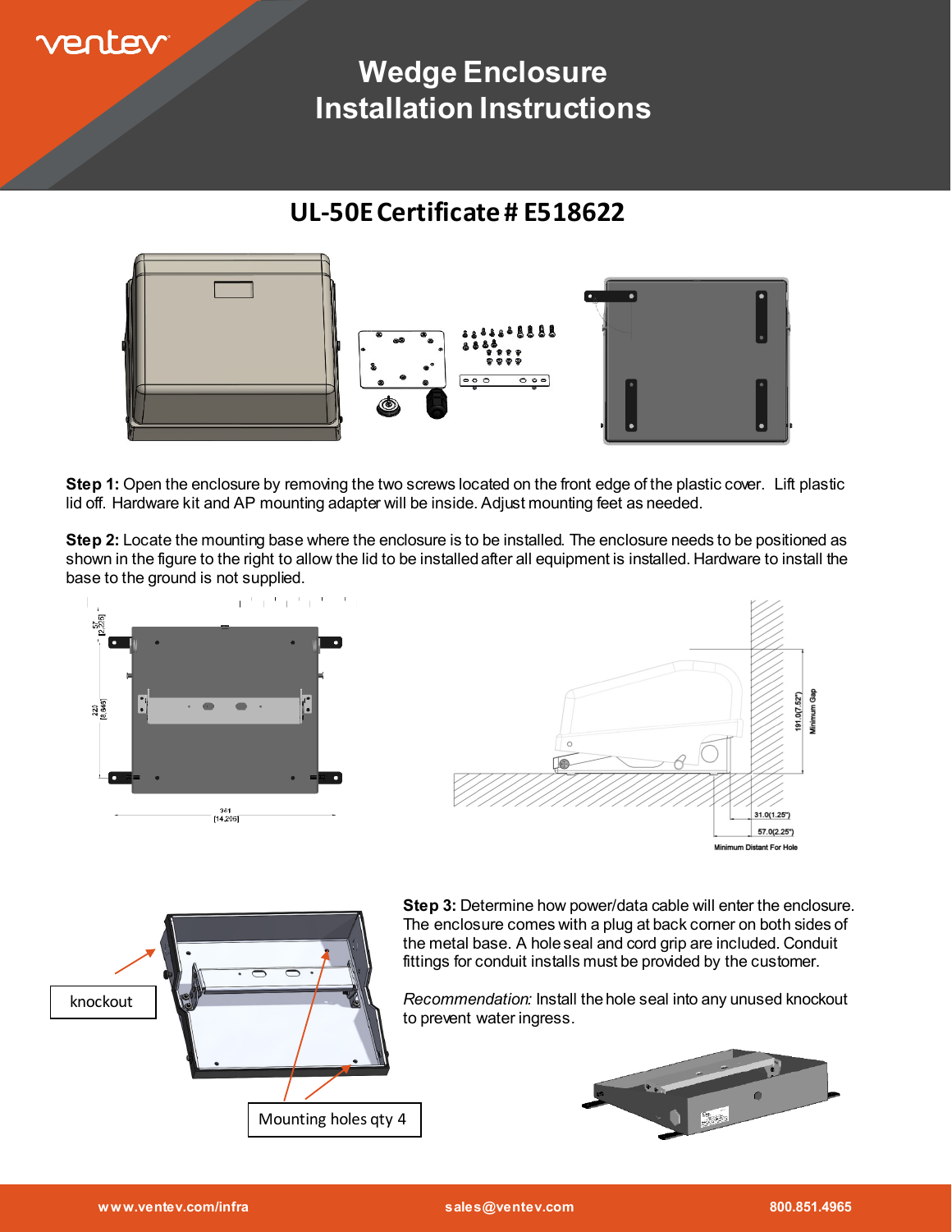# Wedge Enclosure Installation Instructions

## UL-50E Certificate # E518622

**Step 1:** Open the enclosure by removing the two screws located on the front edge of the plastic cover. Lift plastic lid off. Hardware kit and AP mounting adapter will be inside. Adjust mounting feet as needed.

**Step 2:** Locate the mounting base where the enclosure is to be installed. The enclosure needs to be positioned as shown in the figure to the right to allow the lid to be installed after all equipment is installed. Hardware to install the base to the ground is not supplied.

57 [2.225]

223 [8.848]

361 [14.206]

191.0(7.52") Minimum Gap

31.0(1.25")

57.0(2.25")

Minimum Distant For Hole

knockout

Mounting holes qty 4

**Step 3:** Determine how power/data cable will enter the enclosure. The enclosure comes with a plug at back corner on both sides of the metal base. A hole seal and cord grip are included. Conduit fittings for conduit installs must be provided by the customer.

*Recommendation:* Install the hole seal into any unused knockout to prevent water ingress.

www.ventev.com/infra | sales@ventev.com | 800.851.4965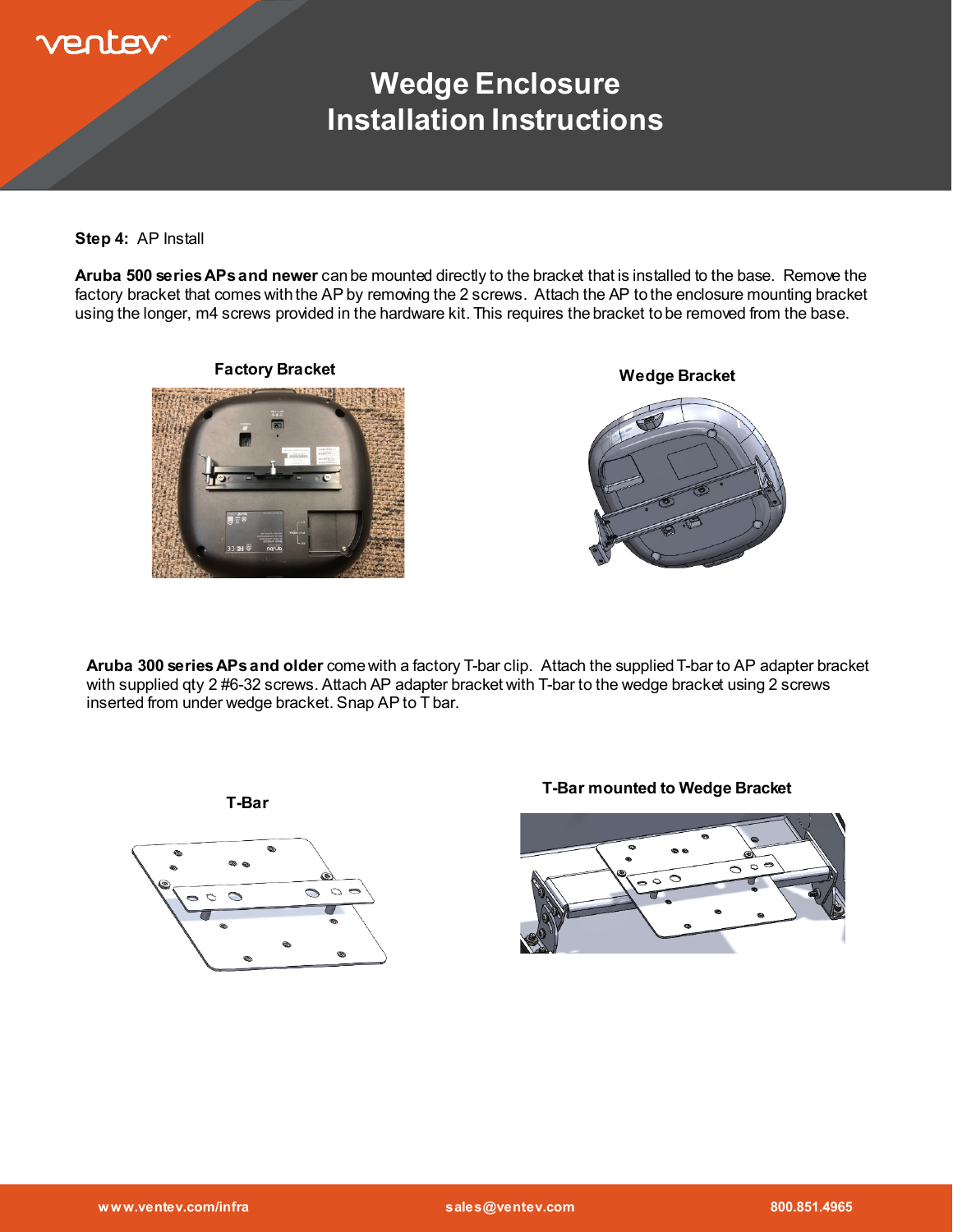# Wedge Enclosure Installation Instructions

**Step 4:** AP Install

**Aruba 500 series APs and newer** can be mounted directly to the bracket that is installed to the base. Remove the factory bracket that comes with the AP by removing the 2 screws. Attach the AP to the enclosure mounting bracket using the longer, m4 screws provided in the hardware kit. This requires the bracket to be removed from the base.

**Factory Bracket**

**Wedge Bracket**

**Aruba 300 series APs and older** come with a factory T-bar clip. Attach the supplied T-bar to AP adapter bracket with supplied qty 2 #6-32 screws. Attach AP adapter bracket with T-bar to the wedge bracket using 2 screws inserted from under wedge bracket. Snap AP to T bar.

**T-Bar**

**T-Bar mounted to Wedge Bracket**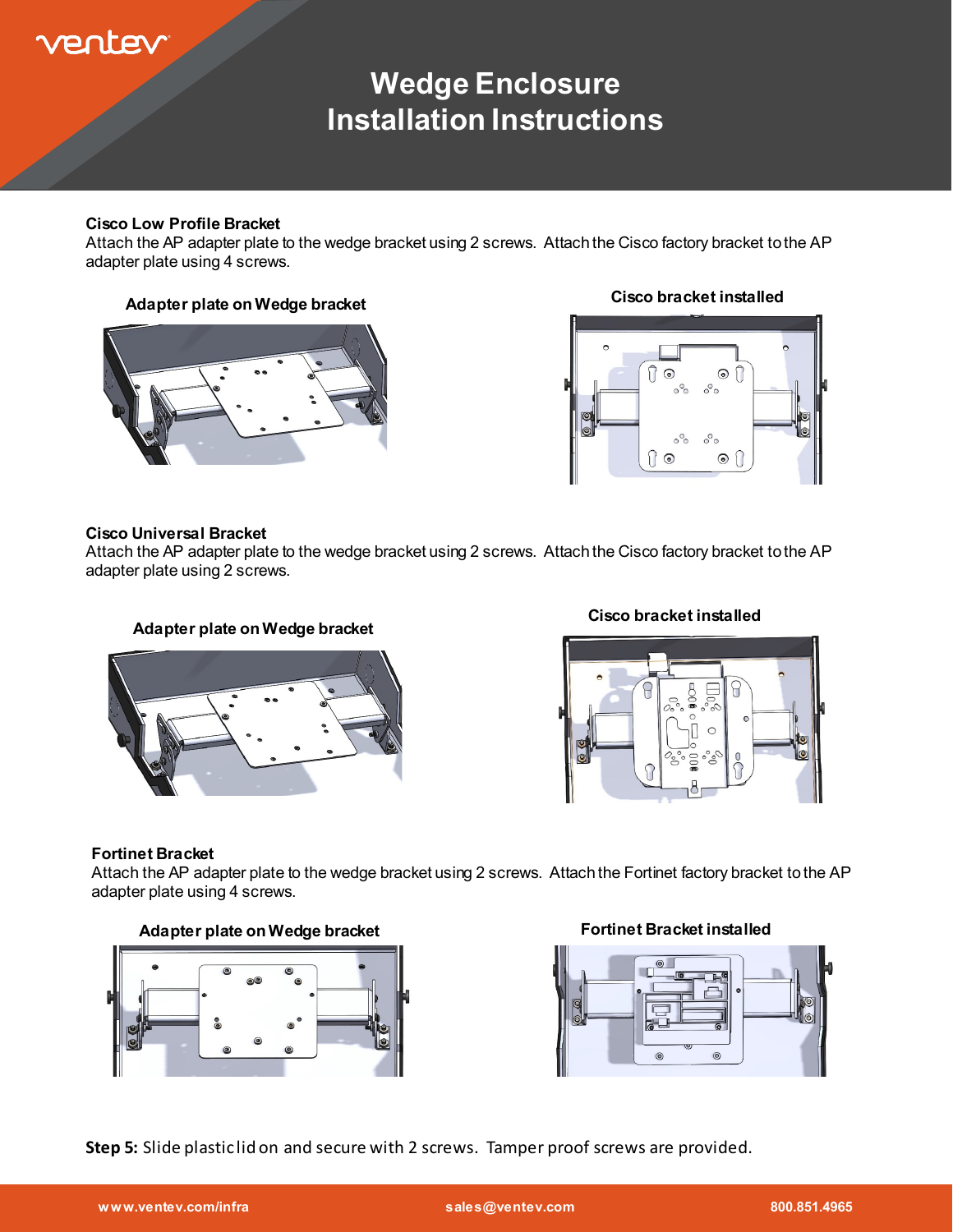# Wedge Enclosure Installation Instructions

**Cisco Low Profile Bracket**
Attach the AP adapter plate to the wedge bracket using 2 screws. Attach the Cisco factory bracket to the AP adapter plate using 4 screws.

**Adapter plate on Wedge bracket**

**Cisco bracket installed**

**Cisco Universal Bracket**
Attach the AP adapter plate to the wedge bracket using 2 screws. Attach the Cisco factory bracket to the AP adapter plate using 2 screws.

**Adapter plate on Wedge bracket**

**Cisco bracket installed**

**Fortinet Bracket**
Attach the AP adapter plate to the wedge bracket using 2 screws. Attach the Fortinet factory bracket to the AP adapter plate using 4 screws.

**Adapter plate on Wedge bracket**

**Fortinet Bracket installed**

**Step 5:** Slide plastic lid on and secure with 2 screws. Tamper proof screws are provided.

www.ventev.com/infra sales@ventev.com 800.851.4965